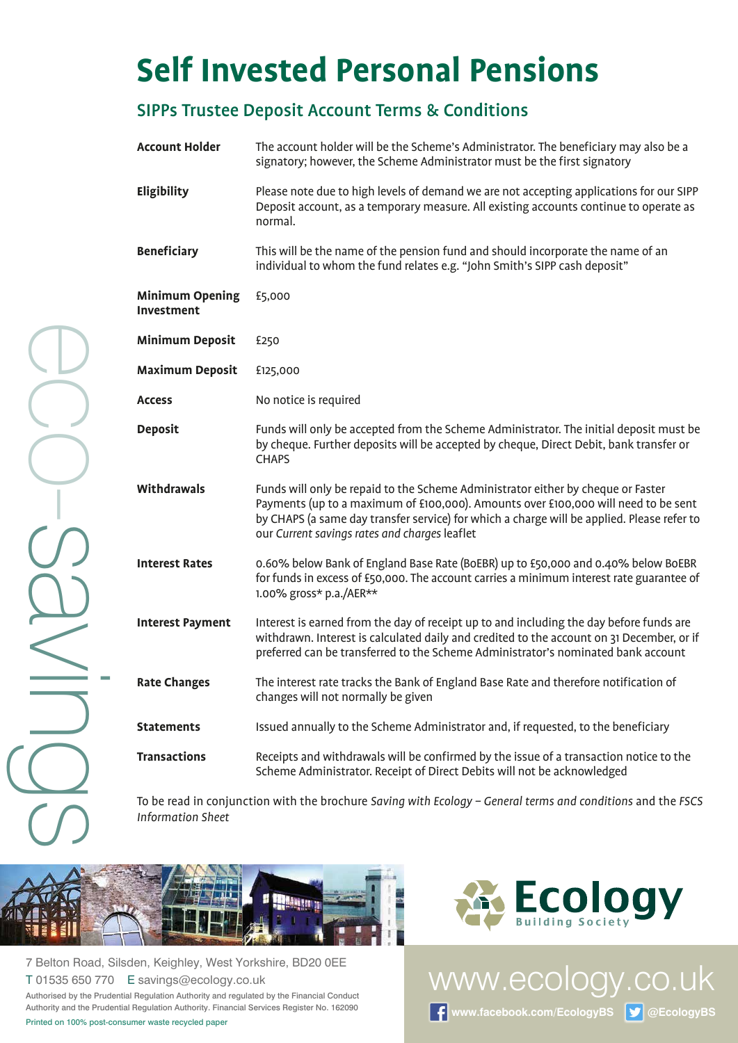# Self Invested Personal Pensions

## SIPPs Trustee Deposit Account Terms & Conditions

| | |
|---|---|
| **Account Holder** | The account holder will be the Scheme's Administrator. The beneficiary may also be a signatory; however, the Scheme Administrator must be the first signatory |
| **Eligibility** | Please note due to high levels of demand we are not accepting applications for our SIPP Deposit account, as a temporary measure. All existing accounts continue to operate as normal. |
| **Beneficiary** | This will be the name of the pension fund and should incorporate the name of an individual to whom the fund relates e.g. "John Smith's SIPP cash deposit" |
| **Minimum Opening Investment** | £5,000 |
| **Minimum Deposit** | £250 |
| **Maximum Deposit** | £125,000 |
| **Access** | No notice is required |
| **Deposit** | Funds will only be accepted from the Scheme Administrator. The initial deposit must be by cheque. Further deposits will be accepted by cheque, Direct Debit, bank transfer or CHAPS |
| **Withdrawals** | Funds will only be repaid to the Scheme Administrator either by cheque or Faster Payments (up to a maximum of £100,000). Amounts over £100,000 will need to be sent by CHAPS (a same day transfer service) for which a charge will be applied. Please refer to our *Current savings rates and charges* leaflet |
| **Interest Rates** | 0.60% below Bank of England Base Rate (BoEBR) up to £50,000 and 0.40% below BoEBR for funds in excess of £50,000. The account carries a minimum interest rate guarantee of 1.00% gross* p.a./AER** |
| **Interest Payment** | Interest is earned from the day of receipt up to and including the day before funds are withdrawn. Interest is calculated daily and credited to the account on 31 December, or if preferred can be transferred to the Scheme Administrator's nominated bank account |
| **Rate Changes** | The interest rate tracks the Bank of England Base Rate and therefore notification of changes will not normally be given |
| **Statements** | Issued annually to the Scheme Administrator and, if requested, to the beneficiary |
| **Transactions** | Receipts and withdrawals will be confirmed by the issue of a transaction notice to the Scheme Administrator. Receipt of Direct Debits will not be acknowledged |

To be read in conjunction with the brochure *Saving with Ecology – General terms and conditions* and the *FSCS Information Sheet*

eco-savings

Ecology Building Society

7 Belton Road, Silsden, Keighley, West Yorkshire, BD20 0EE
T 01535 650 770 E savings@ecology.co.uk

Authorised by the Prudential Regulation Authority and regulated by the Financial Conduct Authority and the Prudential Regulation Authority. Financial Services Register No. 162090

Printed on 100% post-consumer waste recycled paper

www.ecology.co.uk

www.facebook.com/EcologyBS @EcologyBS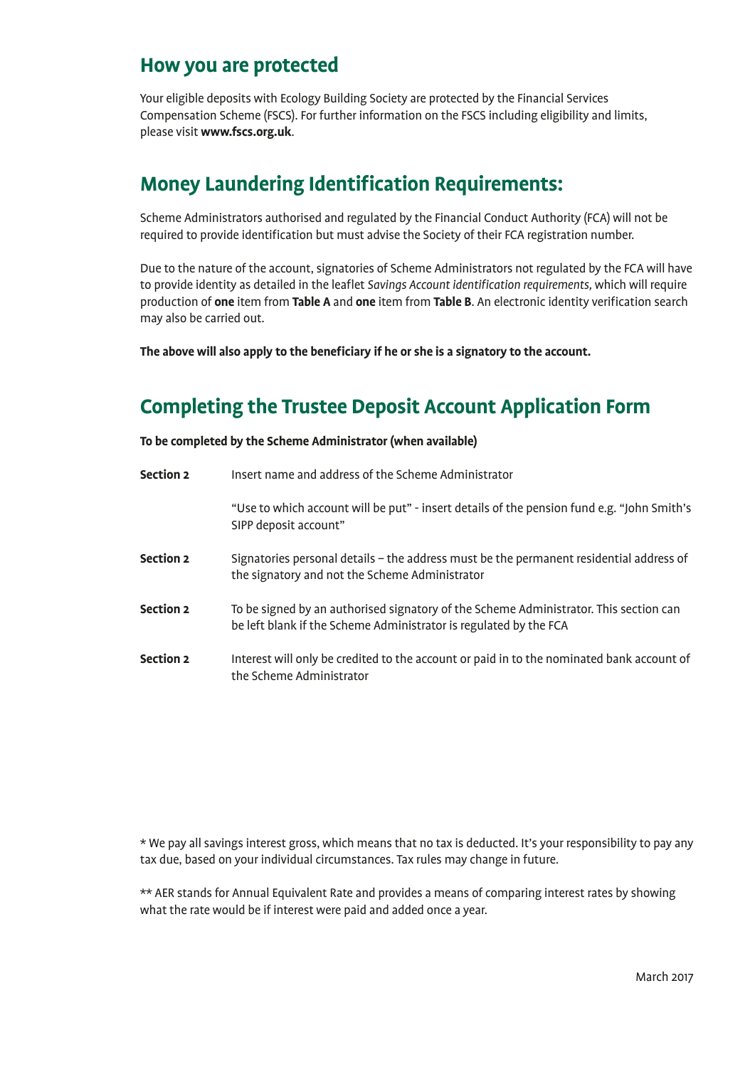## How you are protected

Your eligible deposits with Ecology Building Society are protected by the Financial Services Compensation Scheme (FSCS). For further information on the FSCS including eligibility and limits, please visit **www.fscs.org.uk**.

## Money Laundering Identification Requirements:

Scheme Administrators authorised and regulated by the Financial Conduct Authority (FCA) will not be required to provide identification but must advise the Society of their FCA registration number.

Due to the nature of the account, signatories of Scheme Administrators not regulated by the FCA will have to provide identity as detailed in the leaflet *Savings Account identification requirements*, which will require production of **one** item from **Table A** and **one** item from **Table B**. An electronic identity verification search may also be carried out.

**The above will also apply to the beneficiary if he or she is a signatory to the account.**

## Completing the Trustee Deposit Account Application Form

**To be completed by the Scheme Administrator (when available)**

| | |
|---|---|
| **Section 2** | Insert name and address of the Scheme Administrator |
| | "Use to which account will be put" - insert details of the pension fund e.g. "John Smith's SIPP deposit account" |
| **Section 2** | Signatories personal details – the address must be the permanent residential address of the signatory and not the Scheme Administrator |
| **Section 2** | To be signed by an authorised signatory of the Scheme Administrator. This section can be left blank if the Scheme Administrator is regulated by the FCA |
| **Section 2** | Interest will only be credited to the account or paid in to the nominated bank account of the Scheme Administrator |

* We pay all savings interest gross, which means that no tax is deducted. It's your responsibility to pay any tax due, based on your individual circumstances. Tax rules may change in future.

** AER stands for Annual Equivalent Rate and provides a means of comparing interest rates by showing what the rate would be if interest were paid and added once a year.

March 2017